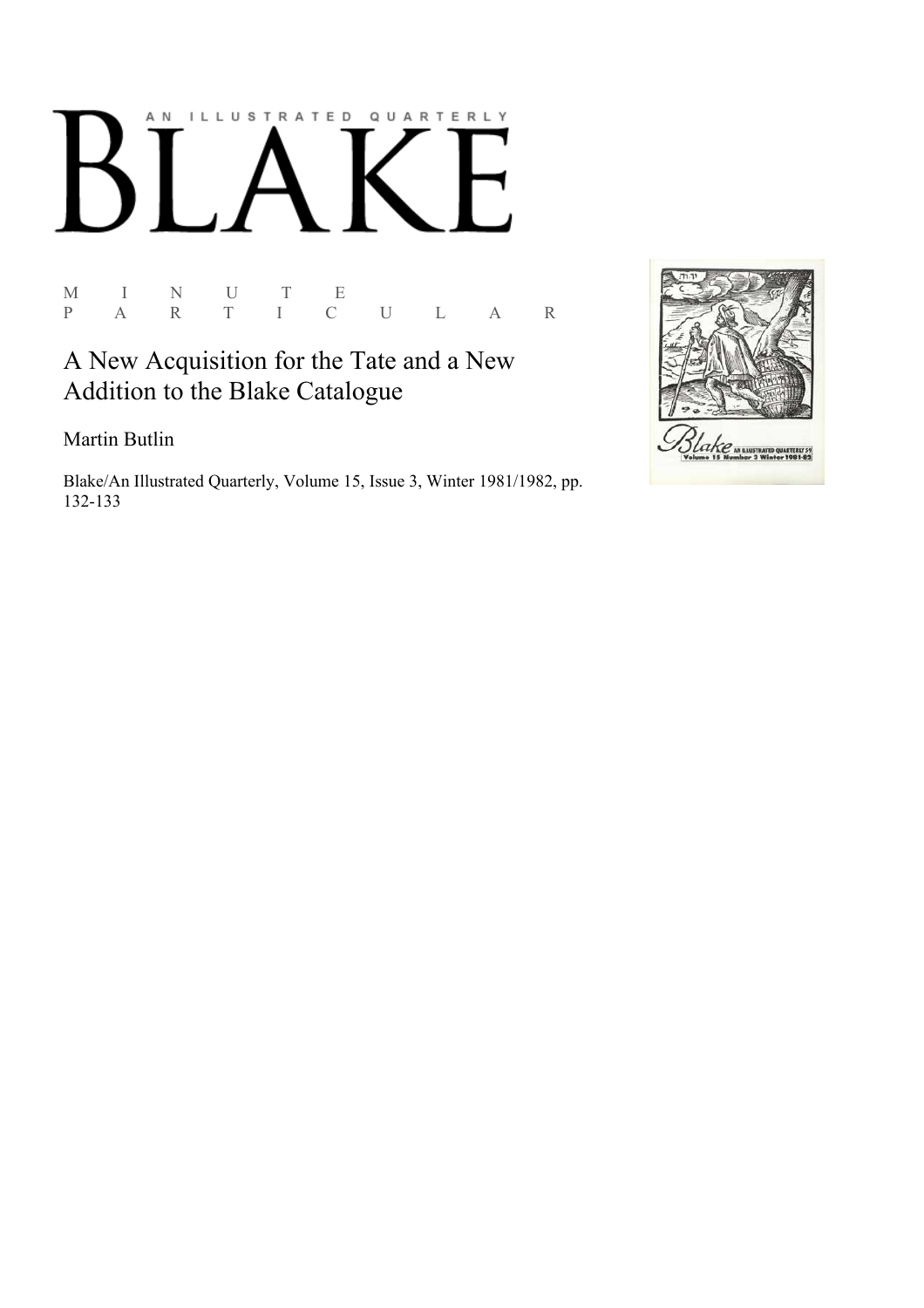# BLAKE

AN ILLUSTRATED QUARTERLY

M I N U T E
P A R T I C U L A R

## A New Acquisition for the Tate and a New Addition to the Blake Catalogue

Martin Butlin

Blake/An Illustrated Quarterly, Volume 15, Issue 3, Winter 1981/1982, pp. 132-133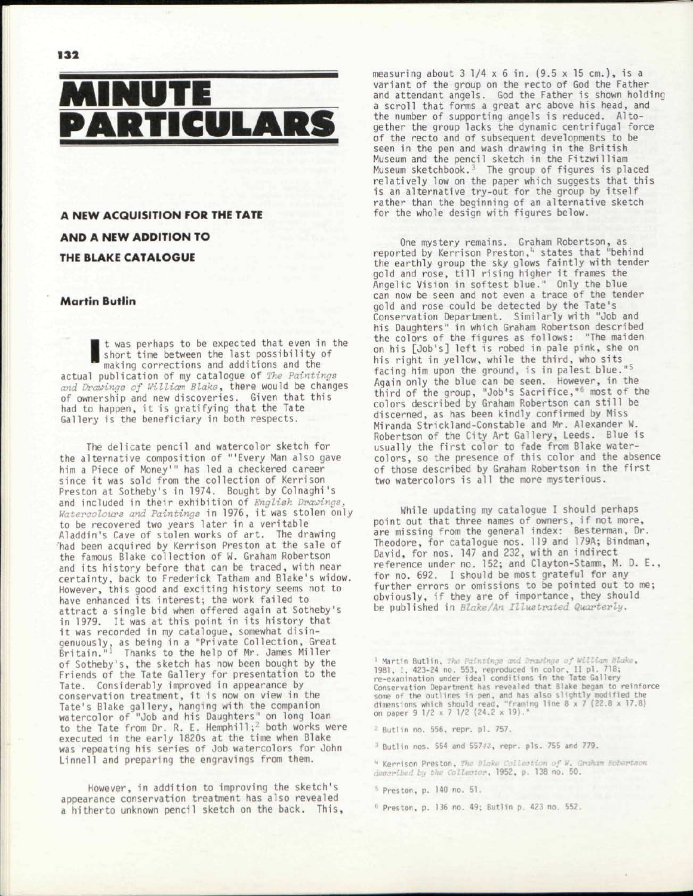# MINUTE PARTICULARS

## A NEW ACQUISITION FOR THE TATE AND A NEW ADDITION TO THE BLAKE CATALOGUE

### Martin Butlin

It was perhaps to be expected that even in the short time between the last possibility of making corrections and additions and the actual publication of my catalogue of *The Paintings and Drawings of William Blake*, there would be changes of ownership and new discoveries. Given that this had to happen, it is gratifying that the Tate Gallery is the beneficiary in both respects.

The delicate pencil and watercolor sketch for the alternative composition of "'Every Man also gave him a Piece of Money'" has led a checkered career since it was sold from the collection of Kerrison Preston at Sotheby's in 1974. Bought by Colnaghi's and included in their exhibition of *English Drawings, Watercolours and Paintings* in 1976, it was stolen only to be recovered two years later in a veritable Aladdin's Cave of stolen works of art. The drawing had been acquired by Kerrison Preston at the sale of the famous Blake collection of W. Graham Robertson and its history before that can be traced, with near certainty, back to Frederick Tatham and Blake's widow. However, this good and exciting history seems not to have enhanced its interest; the work failed to attract a single bid when offered again at Sotheby's in 1979. It was at this point in its history that it was recorded in my catalogue, somewhat disingenuously, as being in a "Private Collection, Great Britain."[1] Thanks to the help of Mr. James Miller of Sotheby's, the sketch has now been bought by the Friends of the Tate Gallery for presentation to the Tate. Considerably improved in appearance by conservation treatment, it is now on view in the Tate's Blake gallery, hanging with the companion watercolor of "Job and his Daughters" on long loan to the Tate from Dr. R. E. Hemphill;[2] both works were executed in the early 1820s at the time when Blake was repeating his series of Job watercolors for John Linnell and preparing the engravings from them.

However, in addition to improving the sketch's appearance conservation treatment has also revealed a hitherto unknown pencil sketch on the back. This, measuring about 3 1/4 x 6 in. (9.5 x 15 cm.), is a variant of the group on the recto of God the Father and attendant angels. God the Father is shown holding a scroll that forms a great arc above his head, and the number of supporting angels is reduced. Altogether the group lacks the dynamic centrifugal force of the recto and of subsequent developments to be seen in the pen and wash drawing in the British Museum and the pencil sketch in the Fitzwilliam Museum sketchbook.[3] The group of figures is placed relatively low on the paper which suggests that this is an alternative try-out for the group by itself rather than the beginning of an alternative sketch for the whole design with figures below.

One mystery remains. Graham Robertson, as reported by Kerrison Preston,[4] states that "behind the earthly group the sky glows faintly with tender gold and rose, till rising higher it frames the Angelic Vision in softest blue." Only the blue can now be seen and not even a trace of the tender gold and rose could be detected by the Tate's Conservation Department. Similarly with "Job and his Daughters" in which Graham Robertson described the colors of the figures as follows: "The maiden on his [Job's] left is robed in pale pink, she on his right in yellow, while the third, who sits facing him upon the ground, is in palest blue."[5] Again only the blue can be seen. However, in the third of the group, "Job's Sacrifice,"[6] most of the colors described by Graham Robertson can still be discerned, as has been kindly confirmed by Miss Miranda Strickland-Constable and Mr. Alexander W. Robertson of the City Art Gallery, Leeds. Blue is usually the first color to fade from Blake watercolors, so the presence of this color and the absence of those described by Graham Robertson in the first two watercolors is all the more mysterious.

While updating my catalogue I should perhaps point out that three names of owners, if not more, are missing from the general index: Besterman, Dr. Theodore, for catalogue nos. 119 and 179A; Bindman, David, for nos. 147 and 232, with an indirect reference under no. 152; and Clayton-Stamm, M. D. E., for no. 692. I should be most grateful for any further errors or omissions to be pointed out to me; obviously, if they are of importance, they should be published in *Blake/An Illustrated Quarterly*.

---

[1] Martin Butlin, *The Paintings and Drawings of William Blake*, 1981, I, 423-24 no. 553, reproduced in color, II pl. 718; re-examination under ideal conditions in the Tate Gallery Conservation Department has revealed that Blake began to reinforce some of the outlines in pen, and has also slightly modified the dimensions which should read, "framing line 8 x 7 (22.8 x 17.8) on paper 9 1/2 x 7 1/2 (24.2 x 19)."

[2] Butlin no. 556, repr. pl. 757.

[3] Butlin nos. 554 and 557#3, repr. pls. 755 and 779.

[4] Kerrison Preston, *The Blake Collection of W. Graham Robertson described by the Collector*, 1952, p. 138 no. 50.

[5] Preston, p. 140 no. 51.

[6] Preston, p. 136 no. 49; Butlin p. 423 no. 552.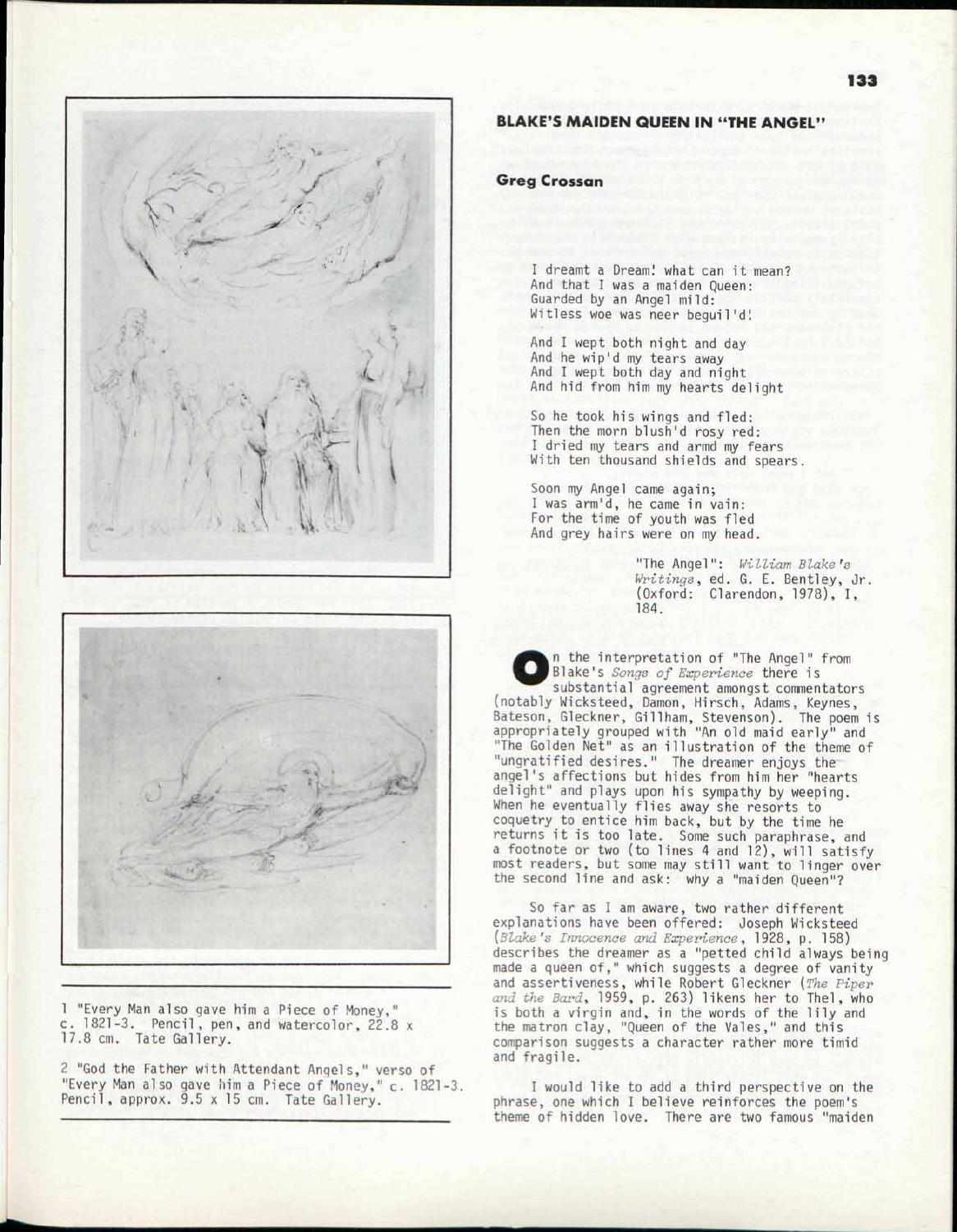1 "Every Man also gave him a Piece of Money," c. 1821-3. Pencil, pen, and watercolor, 22.8 x 17.8 cm. Tate Gallery.

2 "God the Father with Attendant Angels," verso of "Every Man also gave him a Piece of Money," c. 1821-3. Pencil, approx. 9.5 x 15 cm. Tate Gallery.

## BLAKE'S MAIDEN QUEEN IN "THE ANGEL"

### Greg Crossan

> I dreamt a Dream! what can it mean?
> And that I was a maiden Queen:
> Guarded by an Angel mild:
> Witless woe was neer beguil'd!
>
> And I wept both night and day
> And he wip'd my tears away
> And I wept both day and night
> And hid from him my hearts delight
>
> So he took his wings and fled:
> Then the morn blush'd rosy red:
> I dried my tears and armd my fears
> With ten thousand shields and spears.
>
> Soon my Angel came again;
> I was arm'd, he came in vain:
> For the time of youth was fled
> And grey hairs were on my head.
>
> "The Angel": *William Blake's Writings*, ed. G. E. Bentley, Jr. (Oxford: Clarendon, 1978), I, 184.

On the interpretation of "The Angel" from Blake's *Songs of Experience* there is substantial agreement amongst commentators (notably Wicksteed, Damon, Hirsch, Adams, Keynes, Bateson, Gleckner, Gillham, Stevenson). The poem is appropriately grouped with "An old maid early" and "The Golden Net" as an illustration of the theme of "ungratified desires." The dreamer enjoys the angel's affections but hides from him her "hearts delight" and plays upon his sympathy by weeping. When he eventually flies away she resorts to coquetry to entice him back, but by the time he returns it is too late. Some such paraphrase, and a footnote or two (to lines 4 and 12), will satisfy most readers, but some may still want to linger over the second line and ask: why a "maiden Queen"?

So far as I am aware, two rather different explanations have been offered: Joseph Wicksteed (*Blake's Innocence and Experience*, 1928, p. 158) describes the dreamer as a "petted child always being made a queen of," which suggests a degree of vanity and assertiveness, while Robert Gleckner (*The Piper and the Bard*, 1959, p. 263) likens her to Thel, who is both a virgin and, in the words of the lily and the matron clay, "Queen of the Vales," and this comparison suggests a character rather more timid and fragile.

I would like to add a third perspective on the phrase, one which I believe reinforces the poem's theme of hidden love. There are two famous "maiden